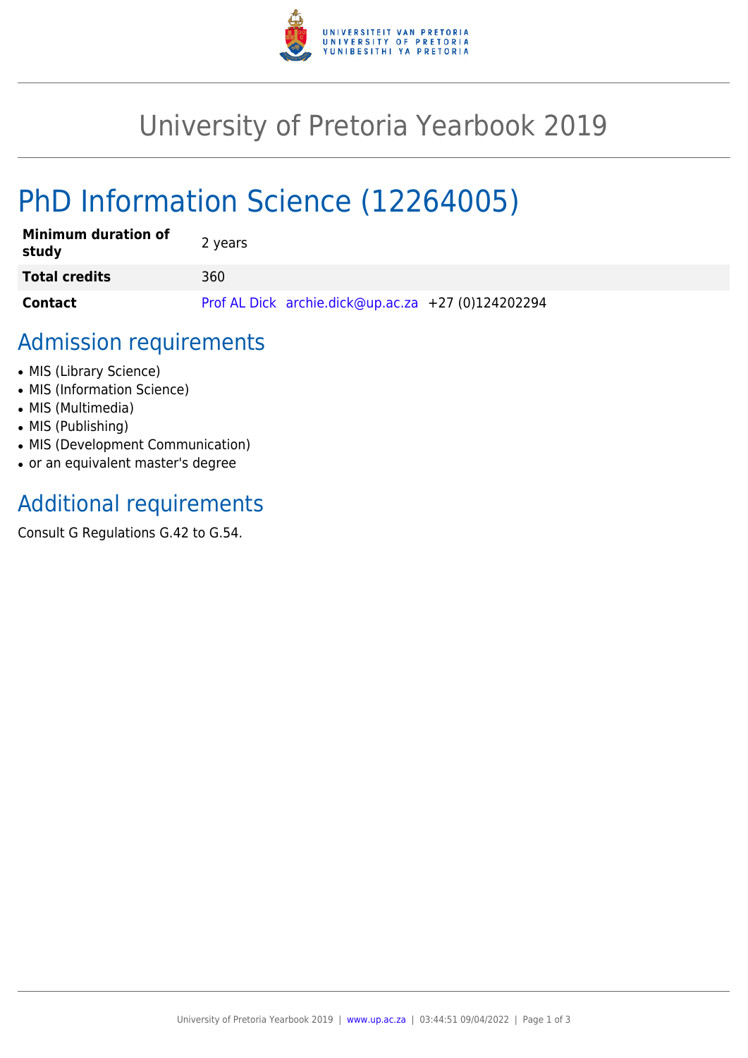# University of Pretoria Yearbook 2019

# PhD Information Science (12264005)

| | |
|---|---|
| **Minimum duration of study** | 2 years |
| **Total credits** | 360 |
| **Contact** | Prof AL Dick archie.dick@up.ac.za +27 (0)124202294 |

## Admission requirements

- MIS (Library Science)
- MIS (Information Science)
- MIS (Multimedia)
- MIS (Publishing)
- MIS (Development Communication)
- or an equivalent master's degree

## Additional requirements

Consult G Regulations G.42 to G.54.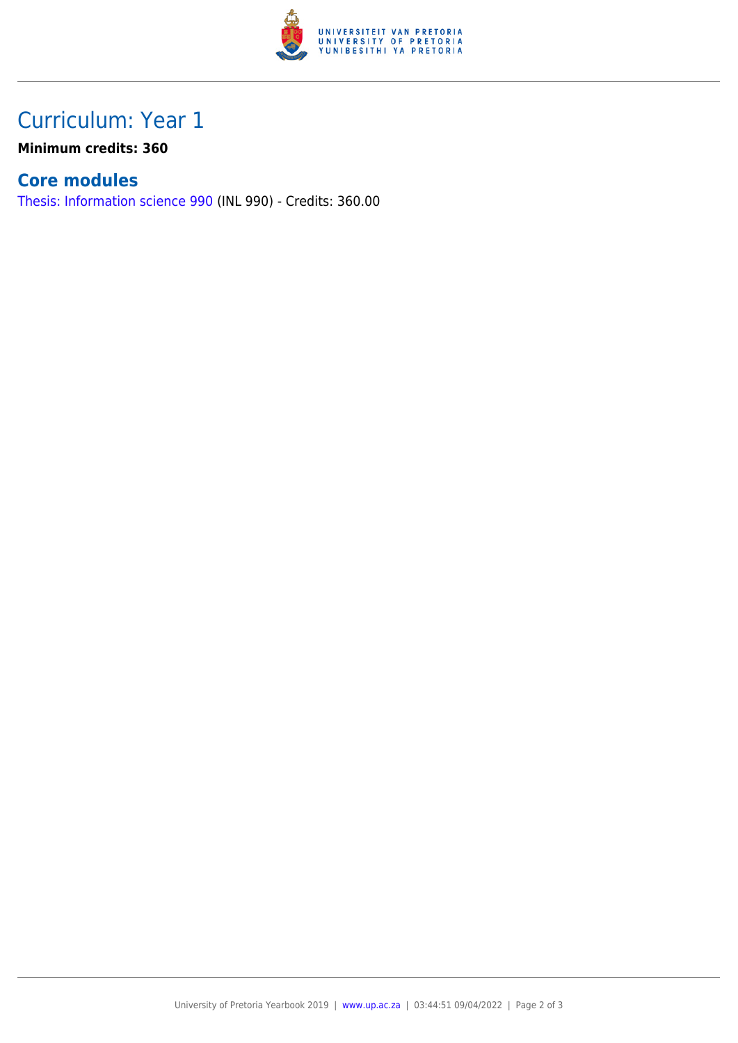# Curriculum: Year 1

**Minimum credits: 360**

## Core modules

Thesis: Information science 990 (INL 990) - Credits: 360.00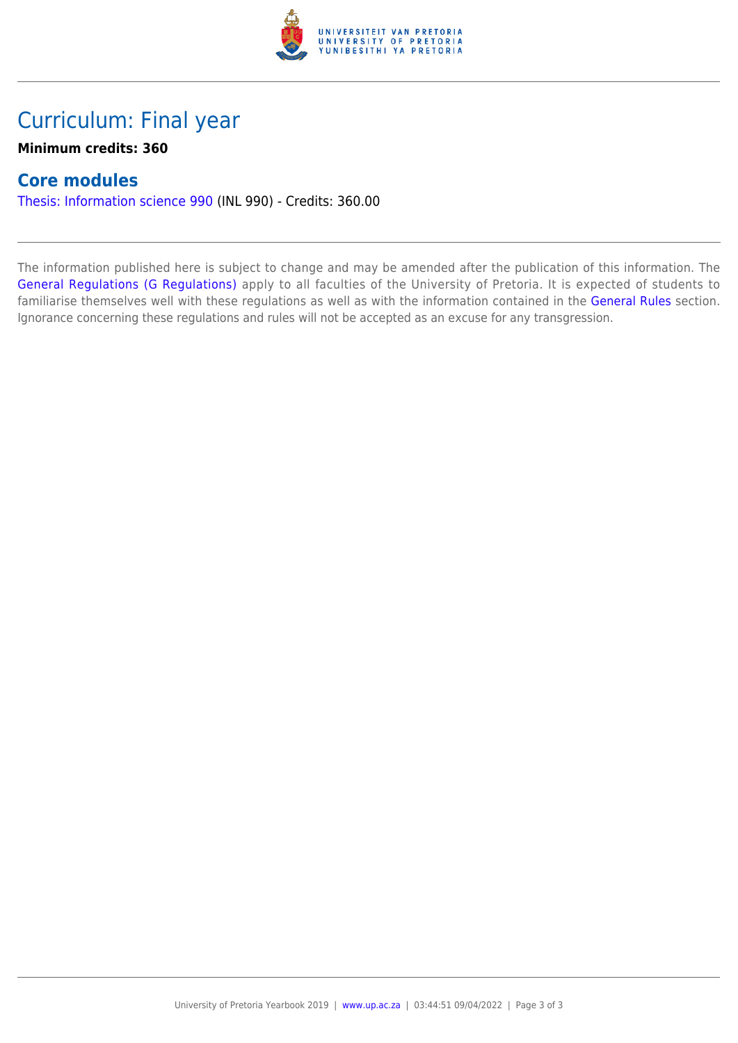## Curriculum: Final year

**Minimum credits: 360**

### Core modules

Thesis: Information science 990 (INL 990) - Credits: 360.00

The information published here is subject to change and may be amended after the publication of this information. The General Regulations (G Regulations) apply to all faculties of the University of Pretoria. It is expected of students to familiarise themselves well with these regulations as well as with the information contained in the General Rules section. Ignorance concerning these regulations and rules will not be accepted as an excuse for any transgression.